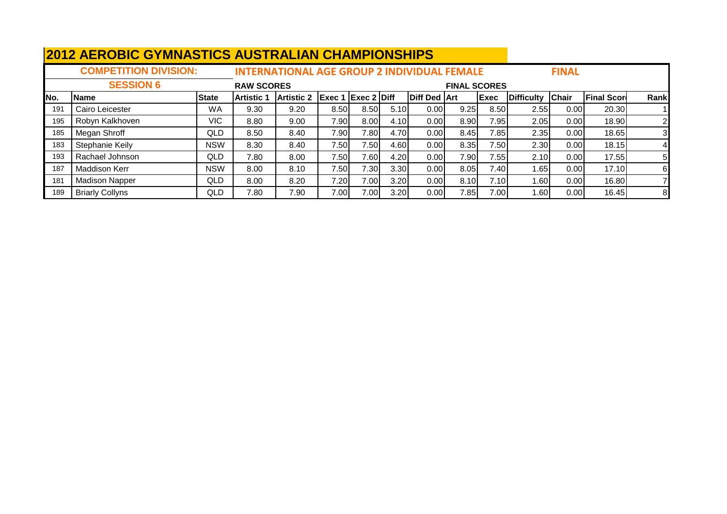# 2012 AEROBIC GYMNASTICS AUSTRALIAN CHAMPIONSHIPS

**COMPETITION DIVISION:** INTERNATIONAL AGE GROUP 2 INDIVIDUAL FEMALE **FINAL**

**SESSION 6**

| | | | RAW SCORES | | | | | | FINAL SCORES | | | | | |
|---|---|---|---|---|---|---|---|---|---|---|---|---|---|---|
| No. | Name | State | Artistic 1 | Artistic 2 | Exec 1 | Exec 2 | Diff | Diff Ded | Art | Exec | Difficulty | Chair | Final Scor | Rank |
| 191 | Cairo Leicester | WA | 9.30 | 9.20 | 8.50 | 8.50 | 5.10 | 0.00 | 9.25 | 8.50 | 2.55 | 0.00 | 20.30 | 1 |
| 195 | Robyn Kalkhoven | VIC | 8.80 | 9.00 | 7.90 | 8.00 | 4.10 | 0.00 | 8.90 | 7.95 | 2.05 | 0.00 | 18.90 | 2 |
| 185 | Megan Shroff | QLD | 8.50 | 8.40 | 7.90 | 7.80 | 4.70 | 0.00 | 8.45 | 7.85 | 2.35 | 0.00 | 18.65 | 3 |
| 183 | Stephanie Keily | NSW | 8.30 | 8.40 | 7.50 | 7.50 | 4.60 | 0.00 | 8.35 | 7.50 | 2.30 | 0.00 | 18.15 | 4 |
| 193 | Rachael Johnson | QLD | 7.80 | 8.00 | 7.50 | 7.60 | 4.20 | 0.00 | 7.90 | 7.55 | 2.10 | 0.00 | 17.55 | 5 |
| 187 | Maddison Kerr | NSW | 8.00 | 8.10 | 7.50 | 7.30 | 3.30 | 0.00 | 8.05 | 7.40 | 1.65 | 0.00 | 17.10 | 6 |
| 181 | Madison Napper | QLD | 8.00 | 8.20 | 7.20 | 7.00 | 3.20 | 0.00 | 8.10 | 7.10 | 1.60 | 0.00 | 16.80 | 7 |
| 189 | Briarly Collyns | QLD | 7.80 | 7.90 | 7.00 | 7.00 | 3.20 | 0.00 | 7.85 | 7.00 | 1.60 | 0.00 | 16.45 | 8 |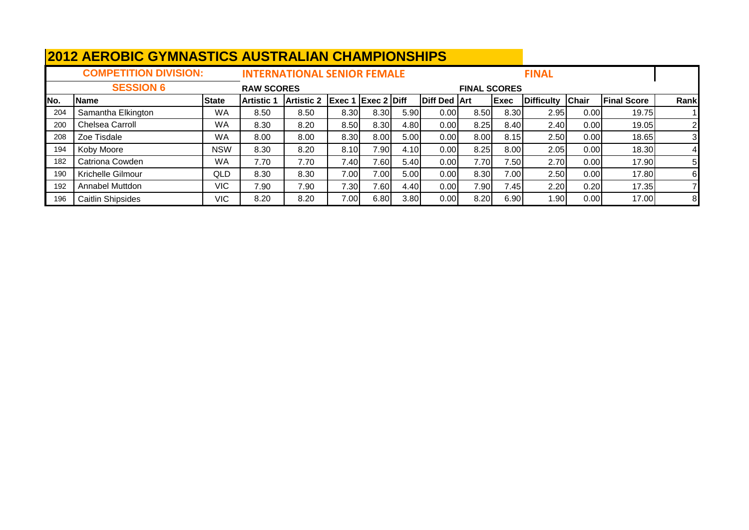# 2012 AEROBIC GYMNASTICS AUSTRALIAN CHAMPIONSHIPS

**COMPETITION DIVISION:** INTERNATIONAL SENIOR FEMALE **FINAL**

**SESSION 6**

| | | | RAW SCORES | | | | | | FINAL SCORES | | | | | |
|---|---|---|---|---|---|---|---|---|---|---|---|---|---|---|
| **No.** | **Name** | **State** | **Artistic 1** | **Artistic 2** | **Exec 1** | **Exec 2** | **Diff** | **Diff Ded** | **Art** | **Exec** | **Difficulty** | **Chair** | **Final Score** | **Rank** |
| 204 | Samantha Elkington | WA | 8.50 | 8.50 | 8.30 | 8.30 | 5.90 | 0.00 | 8.50 | 8.30 | 2.95 | 0.00 | 19.75 | 1 |
| 200 | Chelsea Carroll | WA | 8.30 | 8.20 | 8.50 | 8.30 | 4.80 | 0.00 | 8.25 | 8.40 | 2.40 | 0.00 | 19.05 | 2 |
| 208 | Zoe Tisdale | WA | 8.00 | 8.00 | 8.30 | 8.00 | 5.00 | 0.00 | 8.00 | 8.15 | 2.50 | 0.00 | 18.65 | 3 |
| 194 | Koby Moore | NSW | 8.30 | 8.20 | 8.10 | 7.90 | 4.10 | 0.00 | 8.25 | 8.00 | 2.05 | 0.00 | 18.30 | 4 |
| 182 | Catriona Cowden | WA | 7.70 | 7.70 | 7.40 | 7.60 | 5.40 | 0.00 | 7.70 | 7.50 | 2.70 | 0.00 | 17.90 | 5 |
| 190 | Krichelle Gilmour | QLD | 8.30 | 8.30 | 7.00 | 7.00 | 5.00 | 0.00 | 8.30 | 7.00 | 2.50 | 0.00 | 17.80 | 6 |
| 192 | Annabel Muttdon | VIC | 7.90 | 7.90 | 7.30 | 7.60 | 4.40 | 0.00 | 7.90 | 7.45 | 2.20 | 0.20 | 17.35 | 7 |
| 196 | Caitlin Shipsides | VIC | 8.20 | 8.20 | 7.00 | 6.80 | 3.80 | 0.00 | 8.20 | 6.90 | 1.90 | 0.00 | 17.00 | 8 |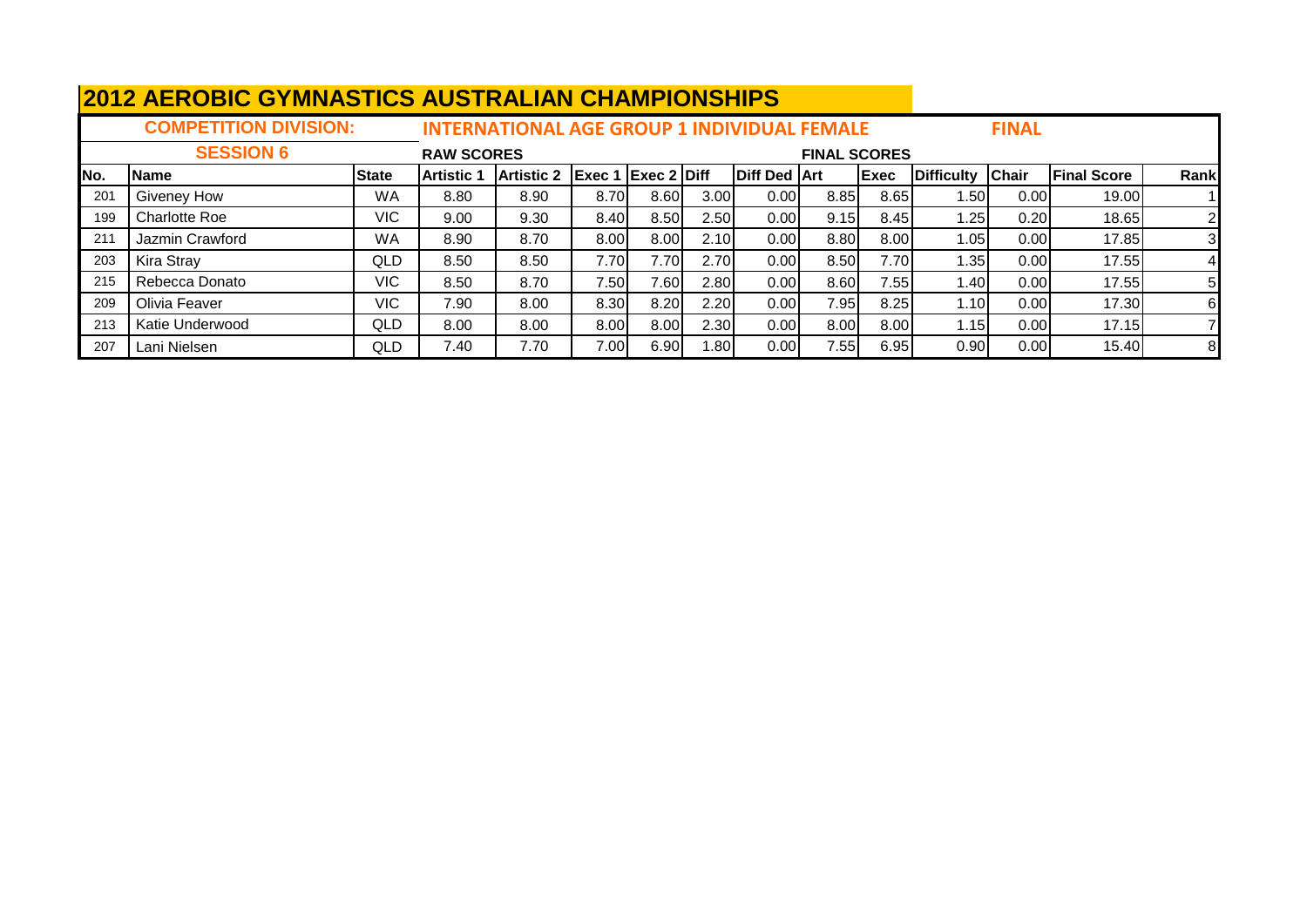# 2012 AEROBIC GYMNASTICS AUSTRALIAN CHAMPIONSHIPS

**COMPETITION DIVISION:** INTERNATIONAL AGE GROUP 1 INDIVIDUAL FEMALE **FINAL**

**SESSION 6**

| | | | RAW SCORES | | | | | | FINAL SCORES | | | | | |
|---|---|---|---|---|---|---|---|---|---|---|---|---|---|---|
| **No.** | **Name** | **State** | **Artistic 1** | **Artistic 2** | **Exec 1** | **Exec 2** | **Diff** | **Diff Ded** | **Art** | **Exec** | **Difficulty** | **Chair** | **Final Score** | **Rank** |
| 201 | Giveney How | WA | 8.80 | 8.90 | 8.70 | 8.60 | 3.00 | 0.00 | 8.85 | 8.65 | 1.50 | 0.00 | 19.00 | 1 |
| 199 | Charlotte Roe | VIC | 9.00 | 9.30 | 8.40 | 8.50 | 2.50 | 0.00 | 9.15 | 8.45 | 1.25 | 0.20 | 18.65 | 2 |
| 211 | Jazmin Crawford | WA | 8.90 | 8.70 | 8.00 | 8.00 | 2.10 | 0.00 | 8.80 | 8.00 | 1.05 | 0.00 | 17.85 | 3 |
| 203 | Kira Stray | QLD | 8.50 | 8.50 | 7.70 | 7.70 | 2.70 | 0.00 | 8.50 | 7.70 | 1.35 | 0.00 | 17.55 | 4 |
| 215 | Rebecca Donato | VIC | 8.50 | 8.70 | 7.50 | 7.60 | 2.80 | 0.00 | 8.60 | 7.55 | 1.40 | 0.00 | 17.55 | 5 |
| 209 | Olivia Feaver | VIC | 7.90 | 8.00 | 8.30 | 8.20 | 2.20 | 0.00 | 7.95 | 8.25 | 1.10 | 0.00 | 17.30 | 6 |
| 213 | Katie Underwood | QLD | 8.00 | 8.00 | 8.00 | 8.00 | 2.30 | 0.00 | 8.00 | 8.00 | 1.15 | 0.00 | 17.15 | 7 |
| 207 | Lani Nielsen | QLD | 7.40 | 7.70 | 7.00 | 6.90 | 1.80 | 0.00 | 7.55 | 6.95 | 0.90 | 0.00 | 15.40 | 8 |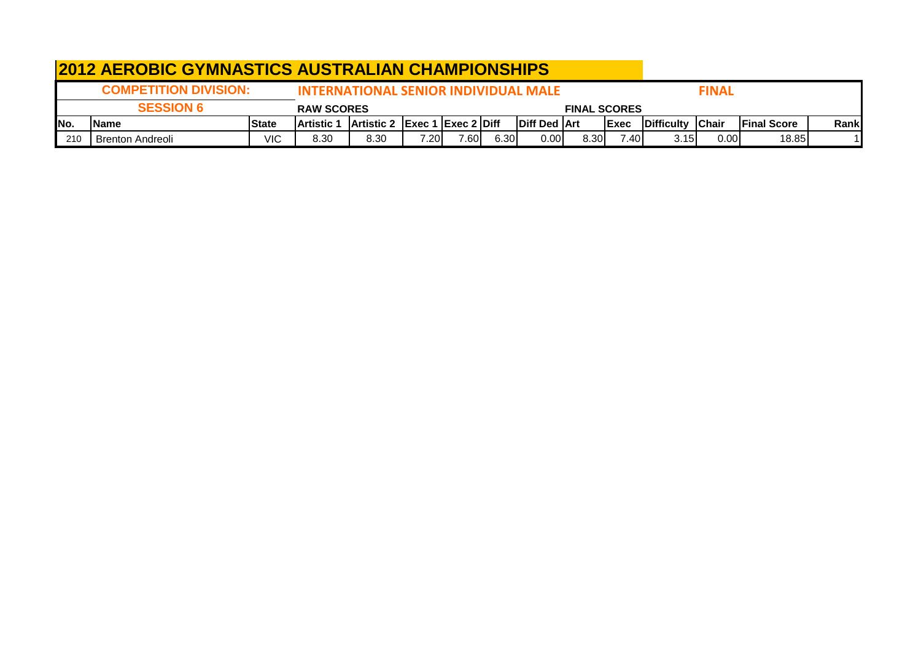# 2012 AEROBIC GYMNASTICS AUSTRALIAN CHAMPIONSHIPS

**COMPETITION DIVISION:** **INTERNATIONAL SENIOR INDIVIDUAL MALE** **FINAL**

**SESSION 6**

| | | | RAW SCORES | | | | | | FINAL SCORES | | | | | |
|---|---|---|---|---|---|---|---|---|---|---|---|---|---|---|
| **No.** | **Name** | **State** | **Artistic 1** | **Artistic 2** | **Exec 1** | **Exec 2** | **Diff** | **Diff Ded** | **Art** | **Exec** | **Difficulty** | **Chair** | **Final Score** | **Rank** |
| 210 | Brenton Andreoli | VIC | 8.30 | 8.30 | 7.20 | 7.60 | 6.30 | 0.00 | 8.30 | 7.40 | 3.15 | 0.00 | 18.85 | 1 |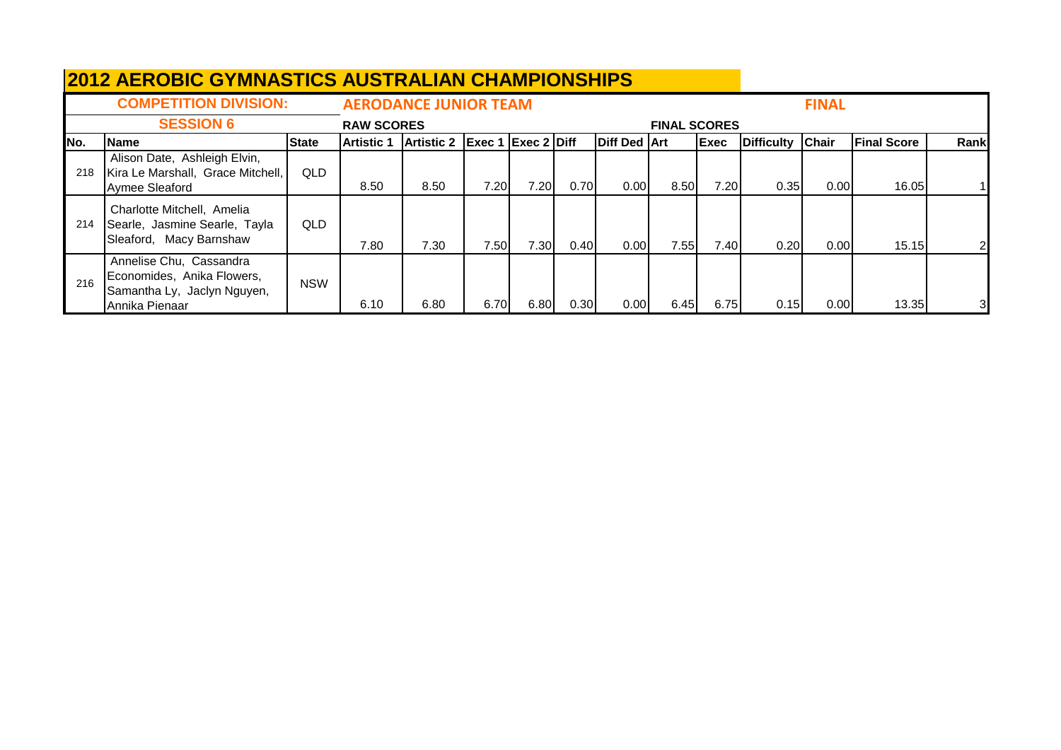# 2012 AEROBIC GYMNASTICS AUSTRALIAN CHAMPIONSHIPS

**COMPETITION DIVISION:** AERODANCE JUNIOR TEAM — **FINAL**

**SESSION 6**

| | | | RAW SCORES | | | | | | FINAL SCORES | | | | | |
|---|---|---|---|---|---|---|---|---|---|---|---|---|---|---|
| No. | Name | State | Artistic 1 | Artistic 2 | Exec 1 | Exec 2 | Diff | Diff Ded | Art | Exec | Difficulty | Chair | Final Score | Rank |
| 218 | Alison Date, Ashleigh Elvin, Kira Le Marshall, Grace Mitchell, Aymee Sleaford | QLD | 8.50 | 8.50 | 7.20 | 7.20 | 0.70 | 0.00 | 8.50 | 7.20 | 0.35 | 0.00 | 16.05 | 1 |
| 214 | Charlotte Mitchell, Amelia Searle, Jasmine Searle, Tayla Sleaford, Macy Barnshaw | QLD | 7.80 | 7.30 | 7.50 | 7.30 | 0.40 | 0.00 | 7.55 | 7.40 | 0.20 | 0.00 | 15.15 | 2 |
| 216 | Annelise Chu, Cassandra Economides, Anika Flowers, Samantha Ly, Jaclyn Nguyen, Annika Pienaar | NSW | 6.10 | 6.80 | 6.70 | 6.80 | 0.30 | 0.00 | 6.45 | 6.75 | 0.15 | 0.00 | 13.35 | 3 |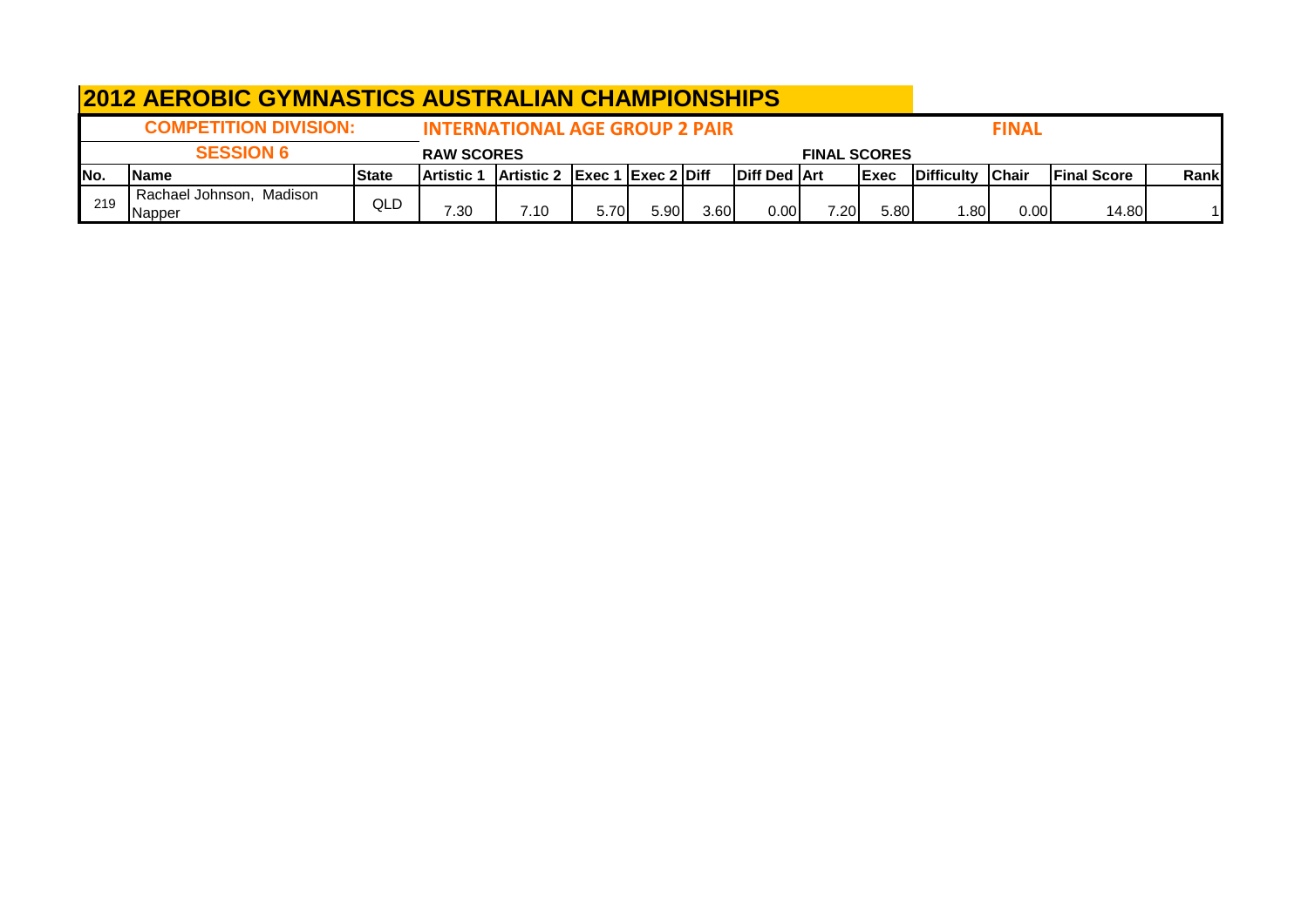# 2012 AEROBIC GYMNASTICS AUSTRALIAN CHAMPIONSHIPS

**COMPETITION DIVISION:** INTERNATIONAL AGE GROUP 2 PAIR — **FINAL**

**SESSION 6**

| | | | RAW SCORES | | | | | | FINAL SCORES | | | | | |
|---|---|---|---|---|---|---|---|---|---|---|---|---|---|---|
| **No.** | **Name** | **State** | **Artistic 1** | **Artistic 2** | **Exec 1** | **Exec 2** | **Diff** | **Diff Ded** | **Art** | **Exec** | **Difficulty** | **Chair** | **Final Score** | **Rank** |
| 219 | Rachael Johnson, Madison Napper | QLD | 7.30 | 7.10 | 5.70 | 5.90 | 3.60 | 0.00 | 7.20 | 5.80 | 1.80 | 0.00 | 14.80 | 1 |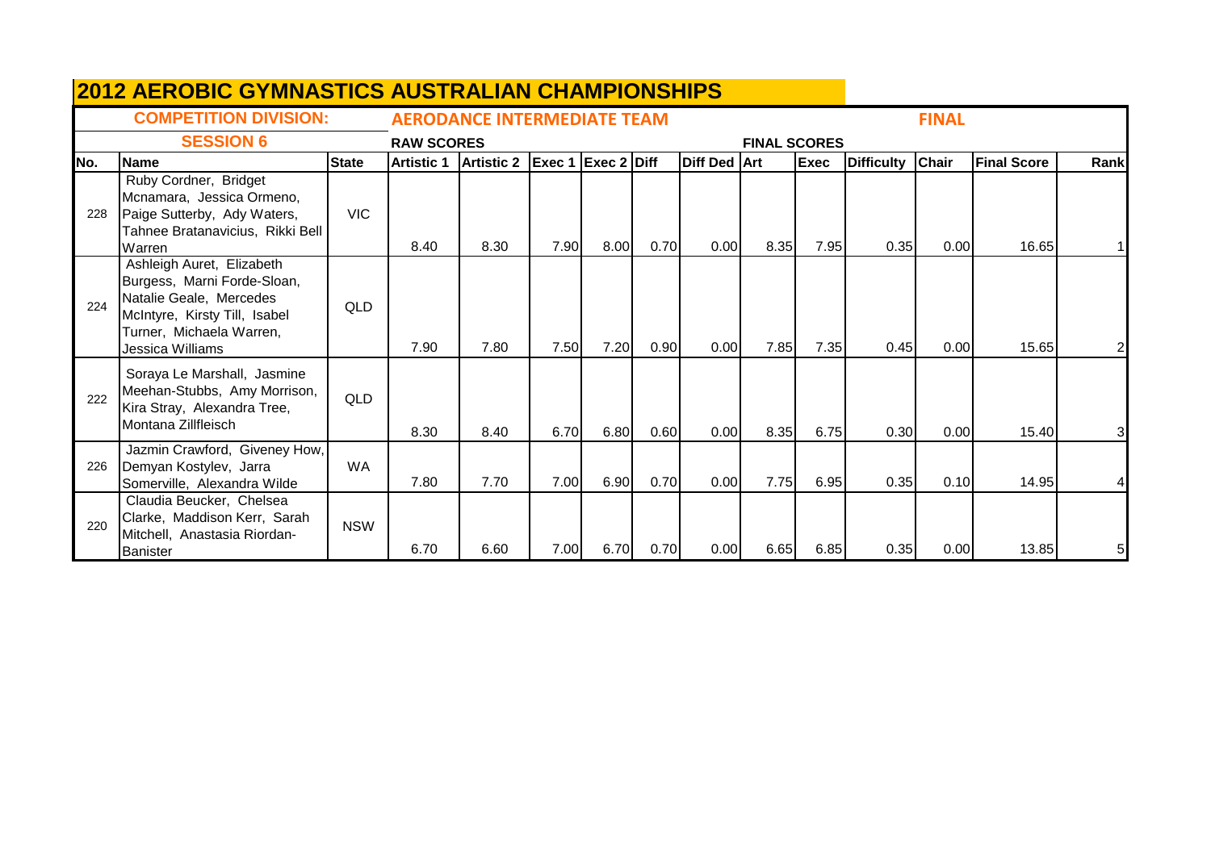# 2012 AEROBIC GYMNASTICS AUSTRALIAN CHAMPIONSHIPS

**COMPETITION DIVISION:** AERODANCE INTERMEDIATE TEAM — **FINAL**

**SESSION 6**

| | | | RAW SCORES | | | | | | FINAL SCORES | | | | | |
|---|---|---|---|---|---|---|---|---|---|---|---|---|---|---|
| No. | Name | State | Artistic 1 | Artistic 2 | Exec 1 | Exec 2 | Diff | Diff Ded | Art | Exec | Difficulty | Chair | Final Score | Rank |
| 228 | Ruby Cordner, Bridget Mcnamara, Jessica Ormeno, Paige Sutterby, Ady Waters, Tahnee Bratanavicius, Rikki Bell Warren | VIC | 8.40 | 8.30 | 7.90 | 8.00 | 0.70 | 0.00 | 8.35 | 7.95 | 0.35 | 0.00 | 16.65 | 1 |
| 224 | Ashleigh Auret, Elizabeth Burgess, Marni Forde-Sloan, Natalie Geale, Mercedes McIntyre, Kirsty Till, Isabel Turner, Michaela Warren, Jessica Williams | QLD | 7.90 | 7.80 | 7.50 | 7.20 | 0.90 | 0.00 | 7.85 | 7.35 | 0.45 | 0.00 | 15.65 | 2 |
| 222 | Soraya Le Marshall, Jasmine Meehan-Stubbs, Amy Morrison, Kira Stray, Alexandra Tree, Montana Zillfleisch | QLD | 8.30 | 8.40 | 6.70 | 6.80 | 0.60 | 0.00 | 8.35 | 6.75 | 0.30 | 0.00 | 15.40 | 3 |
| 226 | Jazmin Crawford, Giveney How, Demyan Kostylev, Jarra Somerville, Alexandra Wilde | WA | 7.80 | 7.70 | 7.00 | 6.90 | 0.70 | 0.00 | 7.75 | 6.95 | 0.35 | 0.10 | 14.95 | 4 |
| 220 | Claudia Beucker, Chelsea Clarke, Maddison Kerr, Sarah Mitchell, Anastasia Riordan-Banister | NSW | 6.70 | 6.60 | 7.00 | 6.70 | 0.70 | 0.00 | 6.65 | 6.85 | 0.35 | 0.00 | 13.85 | 5 |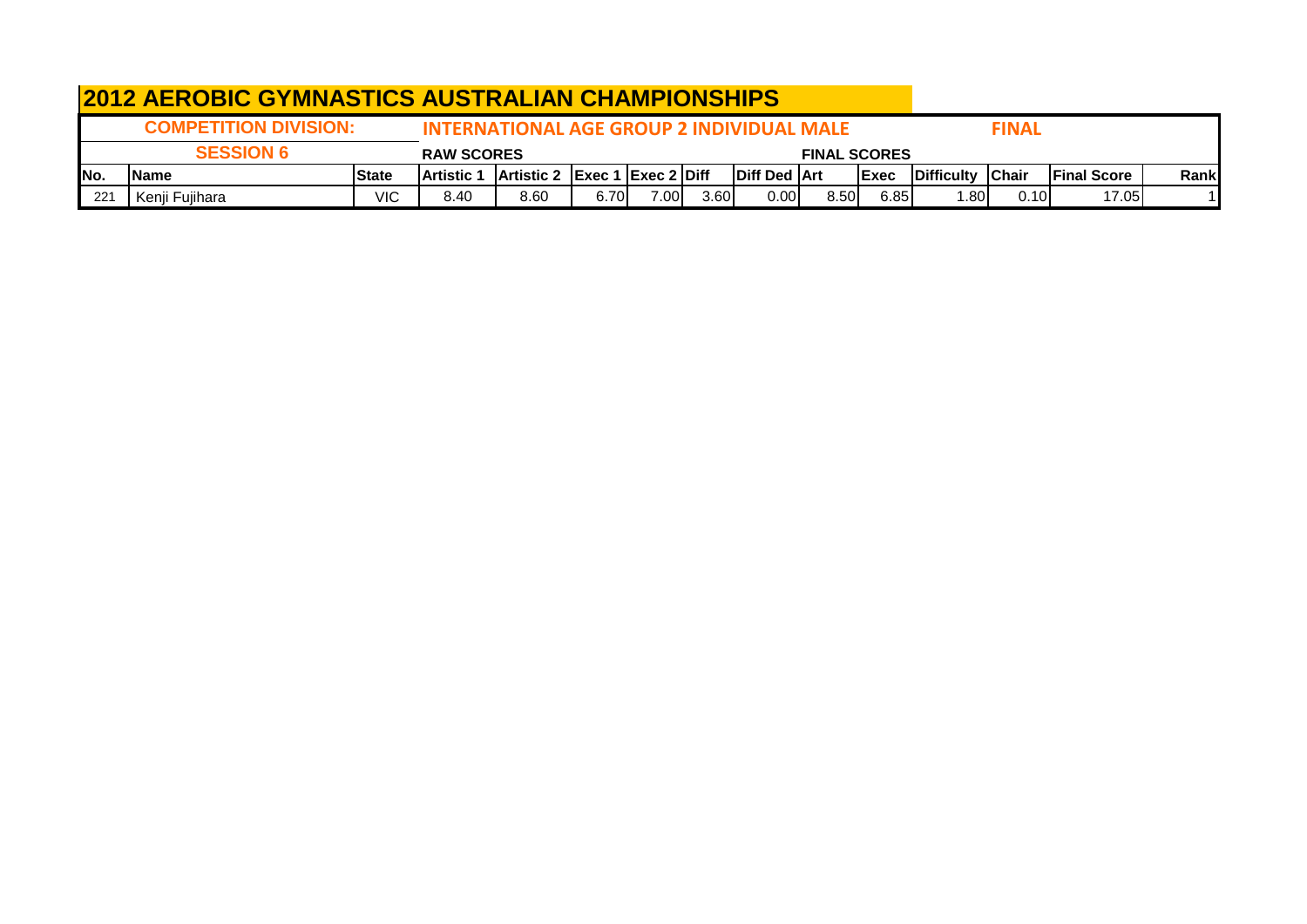# 2012 AEROBIC GYMNASTICS AUSTRALIAN CHAMPIONSHIPS

| COMPETITION DIVISION: | | | INTERNATIONAL AGE GROUP 2 INDIVIDUAL MALE | | | | | | | | | FINAL | | |
|---|---|---|---|---|---|---|---|---|---|---|---|---|---|---|
| SESSION 6 | | | RAW SCORES | | | | | | FINAL SCORES | | | | | |
| No. | Name | State | Artistic 1 | Artistic 2 | Exec 1 | Exec 2 | Diff | Diff Ded | Art | Exec | Difficulty | Chair | Final Score | Rank |
| 221 | Kenji Fujihara | VIC | 8.40 | 8.60 | 6.70 | 7.00 | 3.60 | 0.00 | 8.50 | 6.85 | 1.80 | 0.10 | 17.05 | 1 |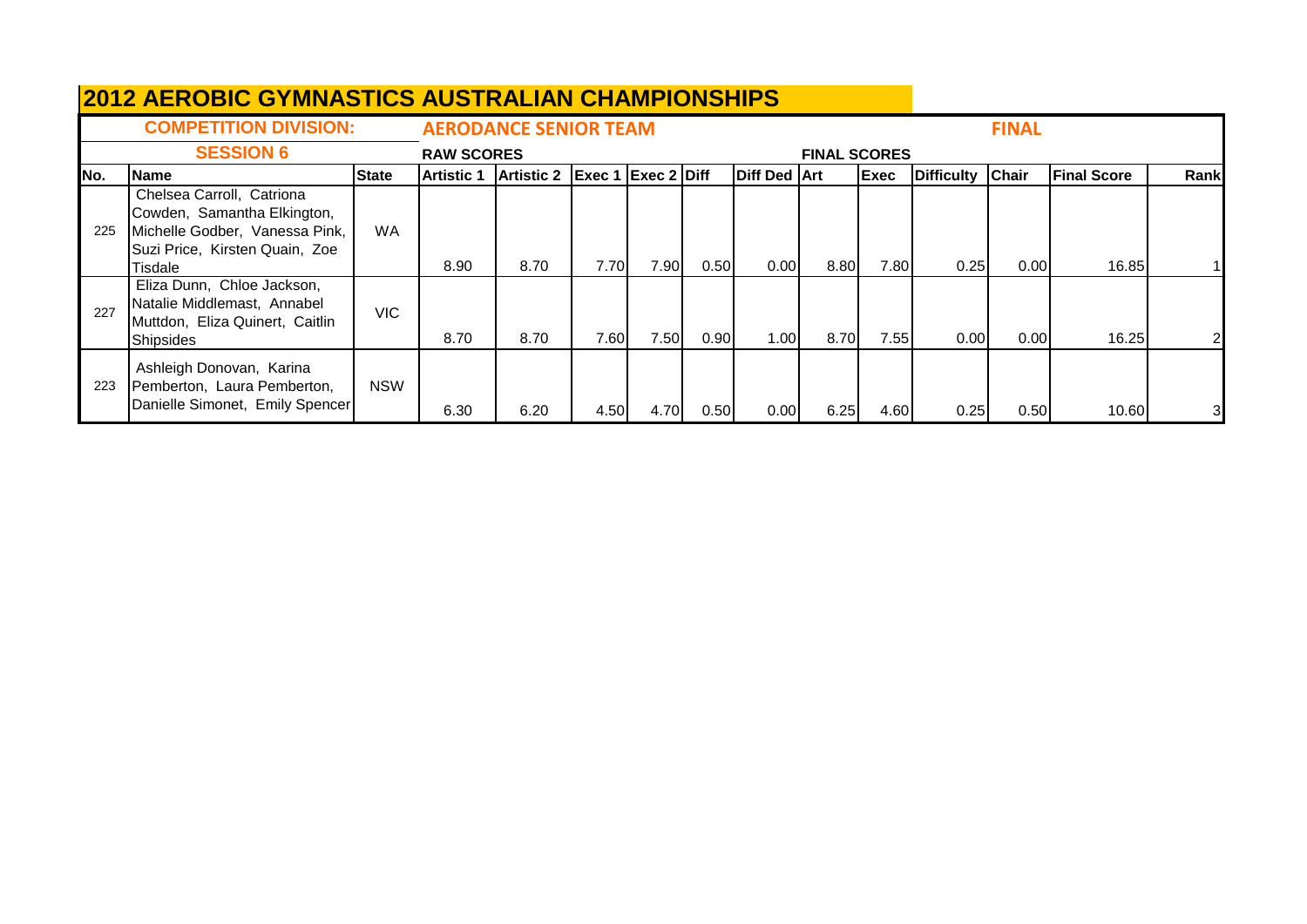# 2012 AEROBIC GYMNASTICS AUSTRALIAN CHAMPIONSHIPS

**COMPETITION DIVISION:** **AERODANCE SENIOR TEAM** **FINAL**

**SESSION 6**

| | | | RAW SCORES | | | | | | FINAL SCORES | | | | | |
|---|---|---|---|---|---|---|---|---|---|---|---|---|---|---|
| No. | Name | State | Artistic 1 | Artistic 2 | Exec 1 | Exec 2 | Diff | Diff Ded | Art | Exec | Difficulty | Chair | Final Score | Rank |
| 225 | Chelsea Carroll, Catriona Cowden, Samantha Elkington, Michelle Godber, Vanessa Pink, Suzi Price, Kirsten Quain, Zoe Tisdale | WA | 8.90 | 8.70 | 7.70 | 7.90 | 0.50 | 0.00 | 8.80 | 7.80 | 0.25 | 0.00 | 16.85 | 1 |
| 227 | Eliza Dunn, Chloe Jackson, Natalie Middlemast, Annabel Muttdon, Eliza Quinert, Caitlin Shipsides | VIC | 8.70 | 8.70 | 7.60 | 7.50 | 0.90 | 1.00 | 8.70 | 7.55 | 0.00 | 0.00 | 16.25 | 2 |
| 223 | Ashleigh Donovan, Karina Pemberton, Laura Pemberton, Danielle Simonet, Emily Spencer | NSW | 6.30 | 6.20 | 4.50 | 4.70 | 0.50 | 0.00 | 6.25 | 4.60 | 0.25 | 0.50 | 10.60 | 3 |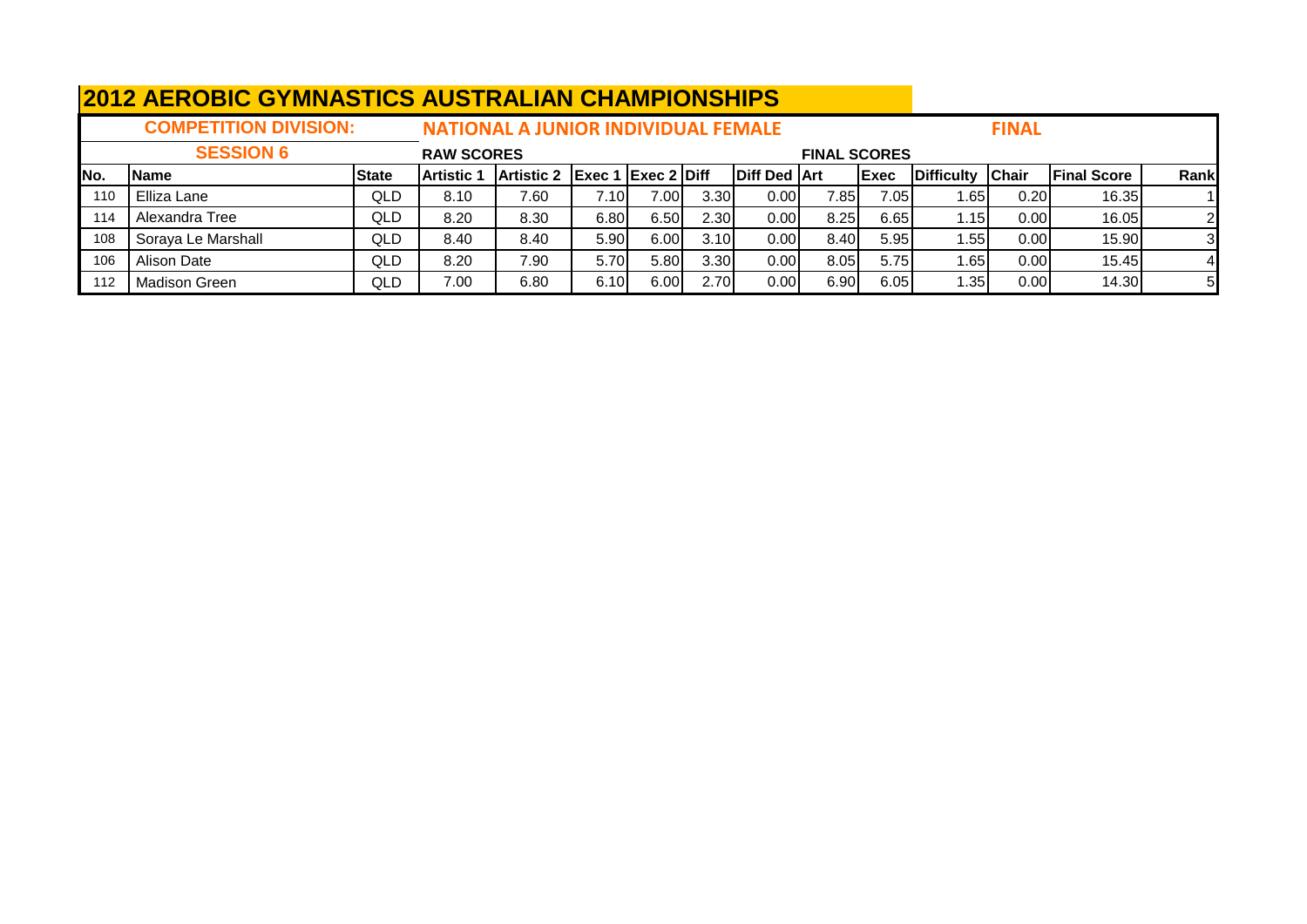# 2012 AEROBIC GYMNASTICS AUSTRALIAN CHAMPIONSHIPS

**COMPETITION DIVISION:** **NATIONAL A JUNIOR INDIVIDUAL FEMALE** **FINAL**

**SESSION 6**

| | | | RAW SCORES | | | | | | FINAL SCORES | | | | | |
|---|---|---|---|---|---|---|---|---|---|---|---|---|---|---|
| **No.** | **Name** | **State** | **Artistic 1** | **Artistic 2** | **Exec 1** | **Exec 2** | **Diff** | **Diff Ded** | **Art** | **Exec** | **Difficulty** | **Chair** | **Final Score** | **Rank** |
| 110 | Elliza Lane | QLD | 8.10 | 7.60 | 7.10 | 7.00 | 3.30 | 0.00 | 7.85 | 7.05 | 1.65 | 0.20 | 16.35 | 1 |
| 114 | Alexandra Tree | QLD | 8.20 | 8.30 | 6.80 | 6.50 | 2.30 | 0.00 | 8.25 | 6.65 | 1.15 | 0.00 | 16.05 | 2 |
| 108 | Soraya Le Marshall | QLD | 8.40 | 8.40 | 5.90 | 6.00 | 3.10 | 0.00 | 8.40 | 5.95 | 1.55 | 0.00 | 15.90 | 3 |
| 106 | Alison Date | QLD | 8.20 | 7.90 | 5.70 | 5.80 | 3.30 | 0.00 | 8.05 | 5.75 | 1.65 | 0.00 | 15.45 | 4 |
| 112 | Madison Green | QLD | 7.00 | 6.80 | 6.10 | 6.00 | 2.70 | 0.00 | 6.90 | 6.05 | 1.35 | 0.00 | 14.30 | 5 |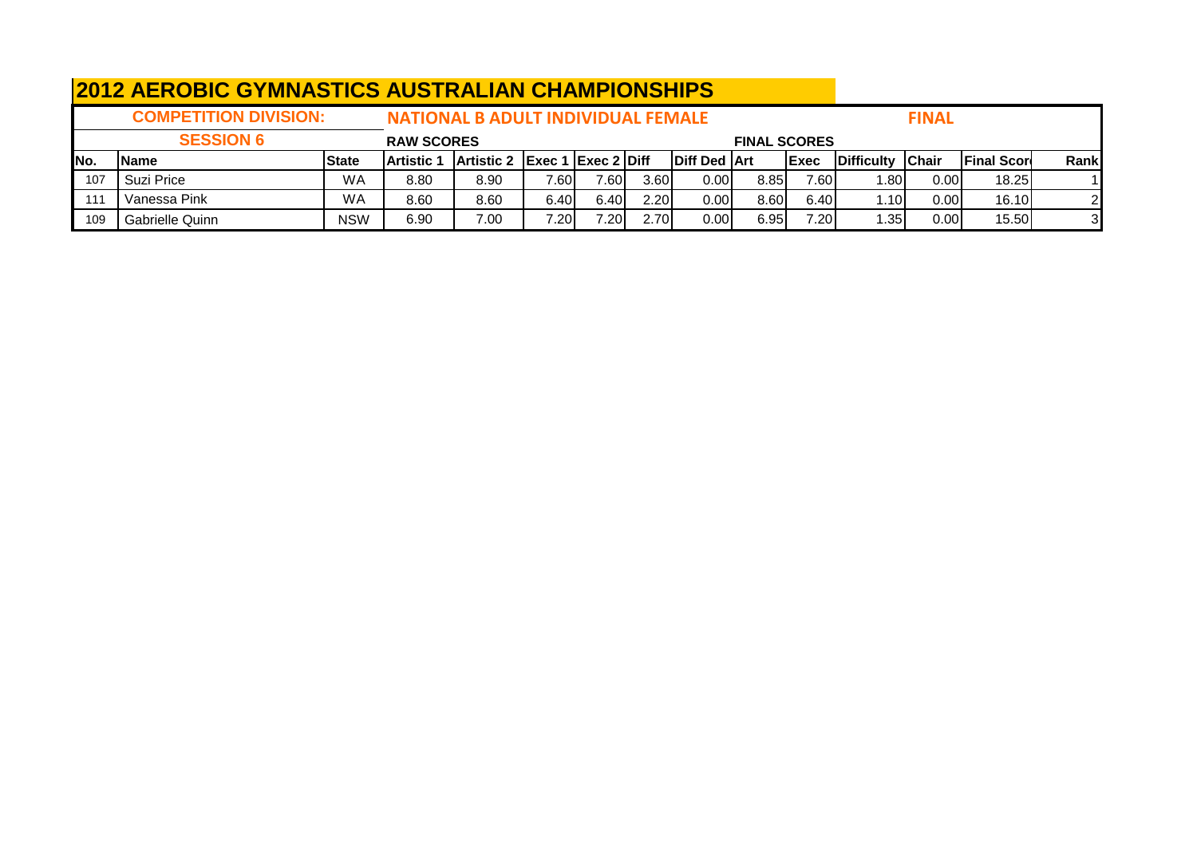# 2012 AEROBIC GYMNASTICS AUSTRALIAN CHAMPIONSHIPS

**COMPETITION DIVISION:** **NATIONAL B ADULT INDIVIDUAL FEMALE** **FINAL**

**SESSION 6**

| | | | RAW SCORES | | | | | | FINAL SCORES | | | | | |
|---|---|---|---|---|---|---|---|---|---|---|---|---|---|---|
| **No.** | **Name** | **State** | **Artistic 1** | **Artistic 2** | **Exec 1** | **Exec 2** | **Diff** | **Diff Ded** | **Art** | **Exec** | **Difficulty** | **Chair** | **Final Score** | **Rank** |
| 107 | Suzi Price | WA | 8.80 | 8.90 | 7.60 | 7.60 | 3.60 | 0.00 | 8.85 | 7.60 | 1.80 | 0.00 | 18.25 | 1 |
| 111 | Vanessa Pink | WA | 8.60 | 8.60 | 6.40 | 6.40 | 2.20 | 0.00 | 8.60 | 6.40 | 1.10 | 0.00 | 16.10 | 2 |
| 109 | Gabrielle Quinn | NSW | 6.90 | 7.00 | 7.20 | 7.20 | 2.70 | 0.00 | 6.95 | 7.20 | 1.35 | 0.00 | 15.50 | 3 |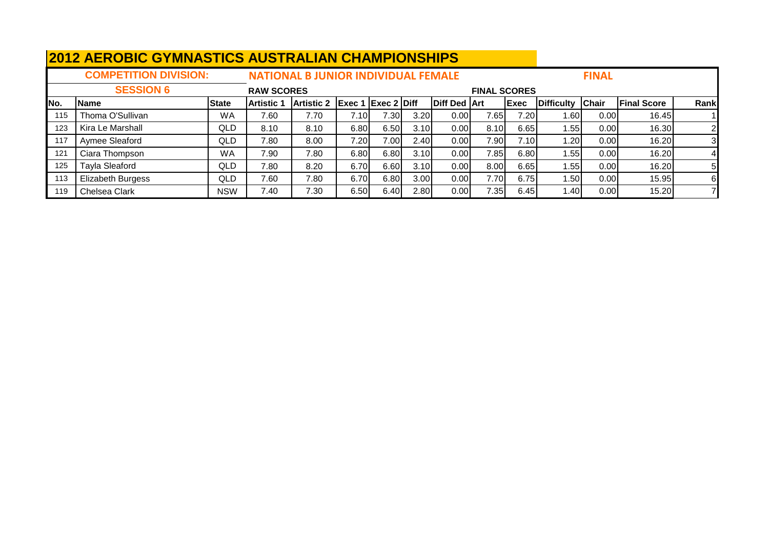# 2012 AEROBIC GYMNASTICS AUSTRALIAN CHAMPIONSHIPS

| COMPETITION DIVISION: | | | NATIONAL B JUNIOR INDIVIDUAL FEMALE | | | | | | | | | FINAL | | | |
|---|---|---|---|---|---|---|---|---|---|---|---|---|---|---|---|
| SESSION 6 | | | RAW SCORES | | | | | | FINAL SCORES | | | | | | |
| No. | Name | State | Artistic 1 | Artistic 2 | Exec 1 | Exec 2 | Diff | Diff Ded | Art | Exec | Difficulty | Chair | Final Score | Rank |
| 115 | Thoma O'Sullivan | WA | 7.60 | 7.70 | 7.10 | 7.30 | 3.20 | 0.00 | 7.65 | 7.20 | 1.60 | 0.00 | 16.45 | 1 |
| 123 | Kira Le Marshall | QLD | 8.10 | 8.10 | 6.80 | 6.50 | 3.10 | 0.00 | 8.10 | 6.65 | 1.55 | 0.00 | 16.30 | 2 |
| 117 | Aymee Sleaford | QLD | 7.80 | 8.00 | 7.20 | 7.00 | 2.40 | 0.00 | 7.90 | 7.10 | 1.20 | 0.00 | 16.20 | 3 |
| 121 | Ciara Thompson | WA | 7.90 | 7.80 | 6.80 | 6.80 | 3.10 | 0.00 | 7.85 | 6.80 | 1.55 | 0.00 | 16.20 | 4 |
| 125 | Tayla Sleaford | QLD | 7.80 | 8.20 | 6.70 | 6.60 | 3.10 | 0.00 | 8.00 | 6.65 | 1.55 | 0.00 | 16.20 | 5 |
| 113 | Elizabeth Burgess | QLD | 7.60 | 7.80 | 6.70 | 6.80 | 3.00 | 0.00 | 7.70 | 6.75 | 1.50 | 0.00 | 15.95 | 6 |
| 119 | Chelsea Clark | NSW | 7.40 | 7.30 | 6.50 | 6.40 | 2.80 | 0.00 | 7.35 | 6.45 | 1.40 | 0.00 | 15.20 | 7 |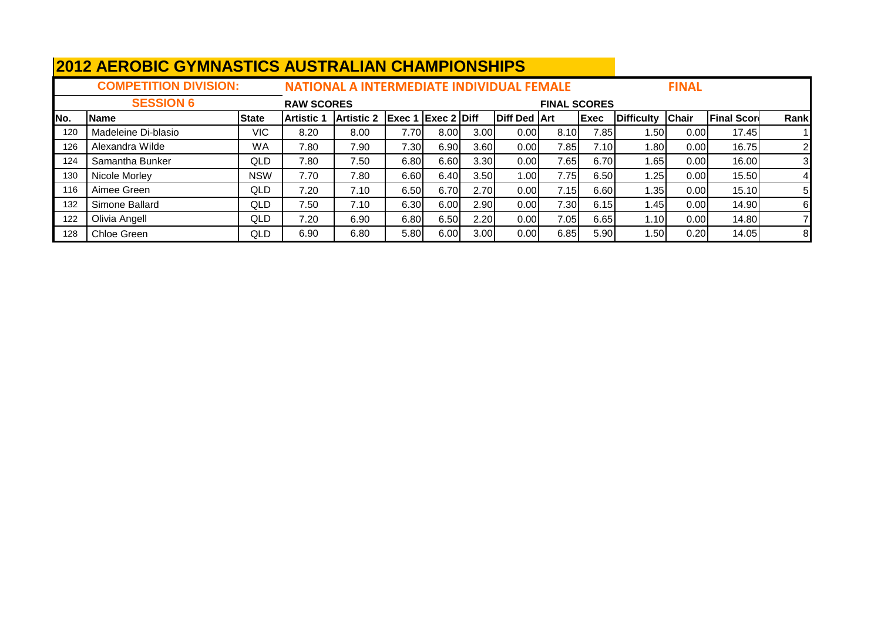# 2012 AEROBIC GYMNASTICS AUSTRALIAN CHAMPIONSHIPS

**COMPETITION DIVISION:** NATIONAL A INTERMEDIATE INDIVIDUAL FEMALE — **FINAL**

**SESSION 6**

| | | | RAW SCORES | | | | | | FINAL SCORES | | | | | |
|---|---|---|---|---|---|---|---|---|---|---|---|---|---|---|
| No. | Name | State | Artistic 1 | Artistic 2 | Exec 1 | Exec 2 | Diff | Diff Ded | Art | Exec | Difficulty | Chair | Final Scor | Rank |
| 120 | Madeleine Di-blasio | VIC | 8.20 | 8.00 | 7.70 | 8.00 | 3.00 | 0.00 | 8.10 | 7.85 | 1.50 | 0.00 | 17.45 | 1 |
| 126 | Alexandra Wilde | WA | 7.80 | 7.90 | 7.30 | 6.90 | 3.60 | 0.00 | 7.85 | 7.10 | 1.80 | 0.00 | 16.75 | 2 |
| 124 | Samantha Bunker | QLD | 7.80 | 7.50 | 6.80 | 6.60 | 3.30 | 0.00 | 7.65 | 6.70 | 1.65 | 0.00 | 16.00 | 3 |
| 130 | Nicole Morley | NSW | 7.70 | 7.80 | 6.60 | 6.40 | 3.50 | 1.00 | 7.75 | 6.50 | 1.25 | 0.00 | 15.50 | 4 |
| 116 | Aimee Green | QLD | 7.20 | 7.10 | 6.50 | 6.70 | 2.70 | 0.00 | 7.15 | 6.60 | 1.35 | 0.00 | 15.10 | 5 |
| 132 | Simone Ballard | QLD | 7.50 | 7.10 | 6.30 | 6.00 | 2.90 | 0.00 | 7.30 | 6.15 | 1.45 | 0.00 | 14.90 | 6 |
| 122 | Olivia Angell | QLD | 7.20 | 6.90 | 6.80 | 6.50 | 2.20 | 0.00 | 7.05 | 6.65 | 1.10 | 0.00 | 14.80 | 7 |
| 128 | Chloe Green | QLD | 6.90 | 6.80 | 5.80 | 6.00 | 3.00 | 0.00 | 6.85 | 5.90 | 1.50 | 0.20 | 14.05 | 8 |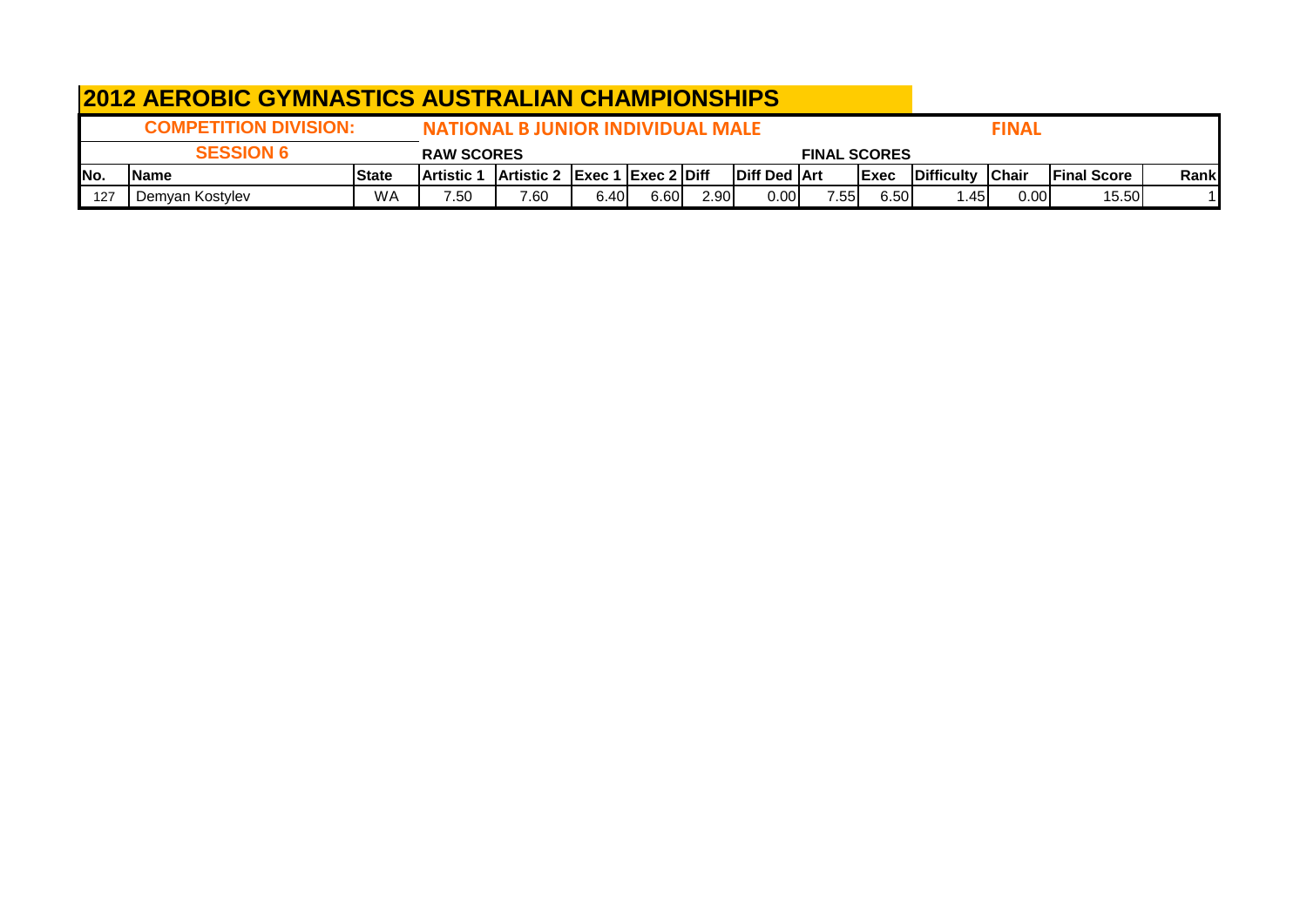# 2012 AEROBIC GYMNASTICS AUSTRALIAN CHAMPIONSHIPS

| COMPETITION DIVISION: | | | NATIONAL B JUNIOR INDIVIDUAL MALE | | | | | | | | | | | FINAL | | |
|---|---|---|---|---|---|---|---|---|---|---|---|---|---|---|---|---|
| SESSION 6 | | | RAW SCORES | | | | | | FINAL SCORES | | | | | | | |
| No. | Name | State | Artistic 1 | Artistic 2 | Exec 1 | Exec 2 | Diff | Diff Ded | Art | Exec | Difficulty | Chair | Final Score | Rank | | |
| 127 | Demyan Kostylev | WA | 7.50 | 7.60 | 6.40 | 6.60 | 2.90 | 0.00 | 7.55 | 6.50 | 1.45 | 0.00 | 15.50 | 1 | | |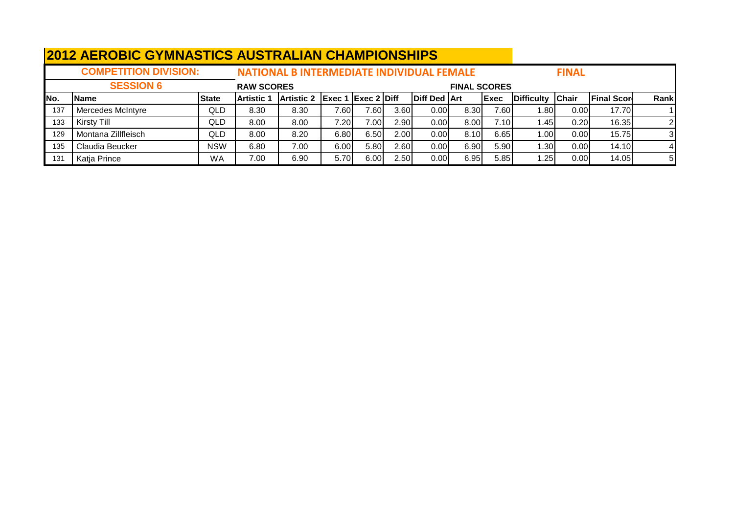# 2012 AEROBIC GYMNASTICS AUSTRALIAN CHAMPIONSHIPS

**COMPETITION DIVISION:** NATIONAL B INTERMEDIATE INDIVIDUAL FEMALE — **FINAL**

**SESSION 6**

| | | | RAW SCORES | | | | | | FINAL SCORES | | | | | |
|---|---|---|---|---|---|---|---|---|---|---|---|---|---|---|
| No. | Name | State | Artistic 1 | Artistic 2 | Exec 1 | Exec 2 | Diff | Diff Ded | Art | Exec | Difficulty | Chair | Final Scor | Rank |
| 137 | Mercedes McIntyre | QLD | 8.30 | 8.30 | 7.60 | 7.60 | 3.60 | 0.00 | 8.30 | 7.60 | 1.80 | 0.00 | 17.70 | 1 |
| 133 | Kirsty Till | QLD | 8.00 | 8.00 | 7.20 | 7.00 | 2.90 | 0.00 | 8.00 | 7.10 | 1.45 | 0.20 | 16.35 | 2 |
| 129 | Montana Zillfleisch | QLD | 8.00 | 8.20 | 6.80 | 6.50 | 2.00 | 0.00 | 8.10 | 6.65 | 1.00 | 0.00 | 15.75 | 3 |
| 135 | Claudia Beucker | NSW | 6.80 | 7.00 | 6.00 | 5.80 | 2.60 | 0.00 | 6.90 | 5.90 | 1.30 | 0.00 | 14.10 | 4 |
| 131 | Katja Prince | WA | 7.00 | 6.90 | 5.70 | 6.00 | 2.50 | 0.00 | 6.95 | 5.85 | 1.25 | 0.00 | 14.05 | 5 |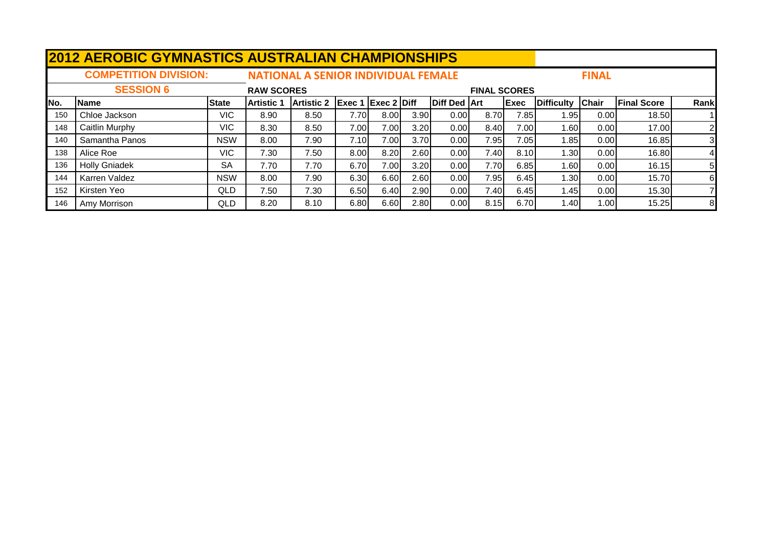# 2012 AEROBIC GYMNASTICS AUSTRALIAN CHAMPIONSHIPS

**COMPETITION DIVISION:** **NATIONAL A SENIOR INDIVIDUAL FEMALE** **FINAL**

**SESSION 6**

| | | | RAW SCORES | | | | | | FINAL SCORES | | | | | |
|---|---|---|---|---|---|---|---|---|---|---|---|---|---|---|
| No. | Name | State | Artistic 1 | Artistic 2 | Exec 1 | Exec 2 | Diff | Diff Ded | Art | Exec | Difficulty | Chair | Final Score | Rank |
| 150 | Chloe Jackson | VIC | 8.90 | 8.50 | 7.70 | 8.00 | 3.90 | 0.00 | 8.70 | 7.85 | 1.95 | 0.00 | 18.50 | 1 |
| 148 | Caitlin Murphy | VIC | 8.30 | 8.50 | 7.00 | 7.00 | 3.20 | 0.00 | 8.40 | 7.00 | 1.60 | 0.00 | 17.00 | 2 |
| 140 | Samantha Panos | NSW | 8.00 | 7.90 | 7.10 | 7.00 | 3.70 | 0.00 | 7.95 | 7.05 | 1.85 | 0.00 | 16.85 | 3 |
| 138 | Alice Roe | VIC | 7.30 | 7.50 | 8.00 | 8.20 | 2.60 | 0.00 | 7.40 | 8.10 | 1.30 | 0.00 | 16.80 | 4 |
| 136 | Holly Gniadek | SA | 7.70 | 7.70 | 6.70 | 7.00 | 3.20 | 0.00 | 7.70 | 6.85 | 1.60 | 0.00 | 16.15 | 5 |
| 144 | Karren Valdez | NSW | 8.00 | 7.90 | 6.30 | 6.60 | 2.60 | 0.00 | 7.95 | 6.45 | 1.30 | 0.00 | 15.70 | 6 |
| 152 | Kirsten Yeo | QLD | 7.50 | 7.30 | 6.50 | 6.40 | 2.90 | 0.00 | 7.40 | 6.45 | 1.45 | 0.00 | 15.30 | 7 |
| 146 | Amy Morrison | QLD | 8.20 | 8.10 | 6.80 | 6.60 | 2.80 | 0.00 | 8.15 | 6.70 | 1.40 | 1.00 | 15.25 | 8 |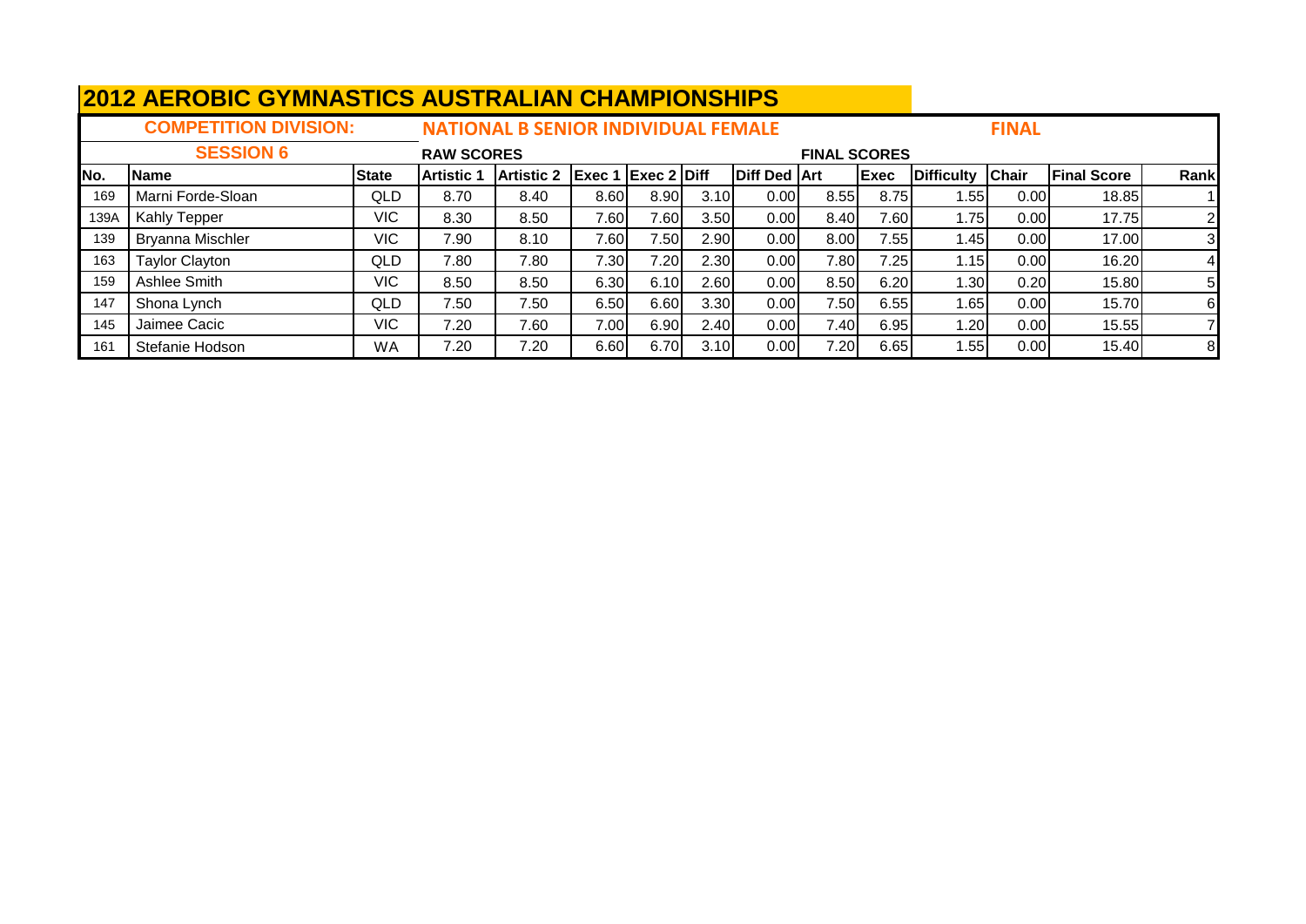# 2012 AEROBIC GYMNASTICS AUSTRALIAN CHAMPIONSHIPS

**COMPETITION DIVISION:** NATIONAL B SENIOR INDIVIDUAL FEMALE — **FINAL**

**SESSION 6**

| | | | RAW SCORES | | | | | | FINAL SCORES | | | | | |
|---|---|---|---|---|---|---|---|---|---|---|---|---|---|---|
| No. | Name | State | Artistic 1 | Artistic 2 | Exec 1 | Exec 2 | Diff | Diff Ded | Art | Exec | Difficulty | Chair | Final Score | Rank |
| 169 | Marni Forde-Sloan | QLD | 8.70 | 8.40 | 8.60 | 8.90 | 3.10 | 0.00 | 8.55 | 8.75 | 1.55 | 0.00 | 18.85 | 1 |
| 139A | Kahly Tepper | VIC | 8.30 | 8.50 | 7.60 | 7.60 | 3.50 | 0.00 | 8.40 | 7.60 | 1.75 | 0.00 | 17.75 | 2 |
| 139 | Bryanna Mischler | VIC | 7.90 | 8.10 | 7.60 | 7.50 | 2.90 | 0.00 | 8.00 | 7.55 | 1.45 | 0.00 | 17.00 | 3 |
| 163 | Taylor Clayton | QLD | 7.80 | 7.80 | 7.30 | 7.20 | 2.30 | 0.00 | 7.80 | 7.25 | 1.15 | 0.00 | 16.20 | 4 |
| 159 | Ashlee Smith | VIC | 8.50 | 8.50 | 6.30 | 6.10 | 2.60 | 0.00 | 8.50 | 6.20 | 1.30 | 0.20 | 15.80 | 5 |
| 147 | Shona Lynch | QLD | 7.50 | 7.50 | 6.50 | 6.60 | 3.30 | 0.00 | 7.50 | 6.55 | 1.65 | 0.00 | 15.70 | 6 |
| 145 | Jaimee Cacic | VIC | 7.20 | 7.60 | 7.00 | 6.90 | 2.40 | 0.00 | 7.40 | 6.95 | 1.20 | 0.00 | 15.55 | 7 |
| 161 | Stefanie Hodson | WA | 7.20 | 7.20 | 6.60 | 6.70 | 3.10 | 0.00 | 7.20 | 6.65 | 1.55 | 0.00 | 15.40 | 8 |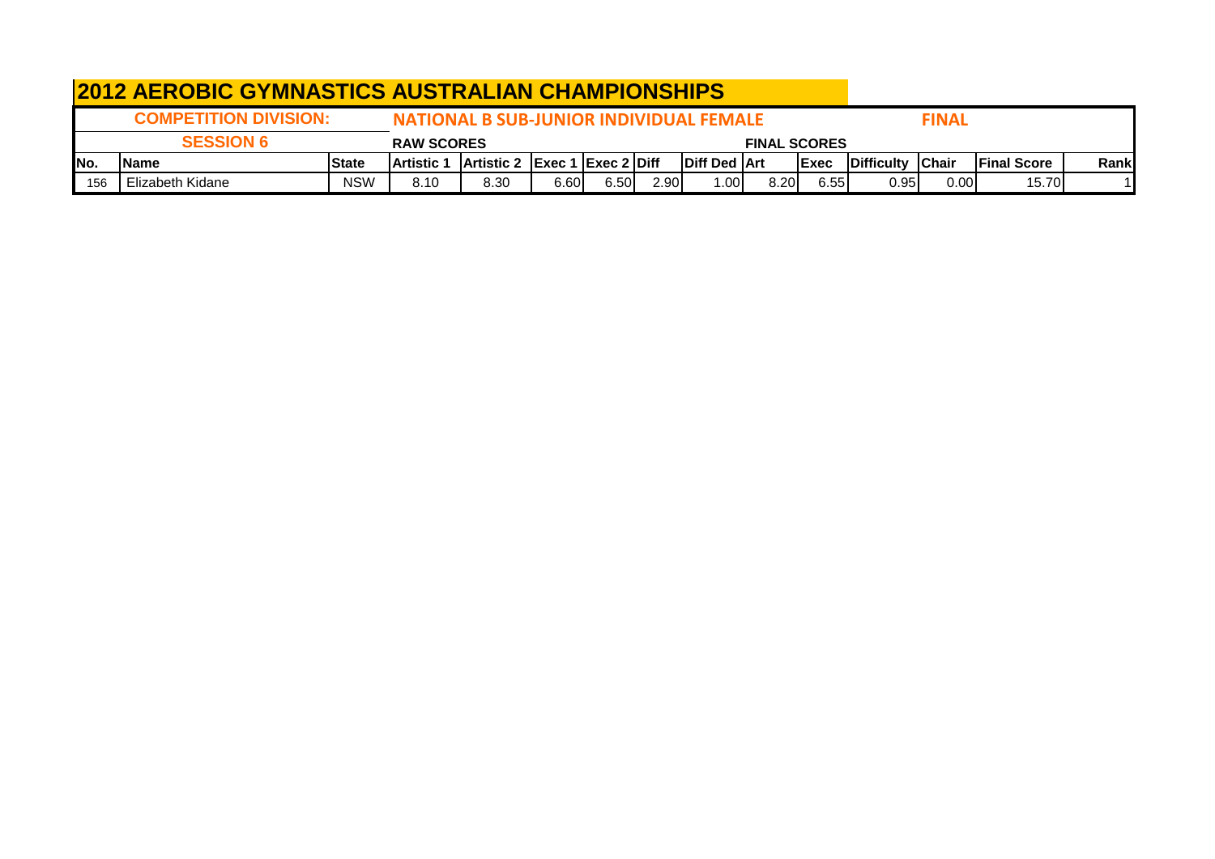# 2012 AEROBIC GYMNASTICS AUSTRALIAN CHAMPIONSHIPS

| COMPETITION DIVISION: | | | NATIONAL B SUB-JUNIOR INDIVIDUAL FEMALE | | | | | | | | | FINAL | | | |
|---|---|---|---|---|---|---|---|---|---|---|---|---|---|---|---|
| SESSION 6 | | | RAW SCORES | | | | | | FINAL SCORES | | | | | | |
| No. | Name | State | Artistic 1 | Artistic 2 | Exec 1 | Exec 2 | Diff | Diff Ded | Art | Exec | Difficulty | Chair | Final Score | Rank |
| 156 | Elizabeth Kidane | NSW | 8.10 | 8.30 | 6.60 | 6.50 | 2.90 | 1.00 | 8.20 | 6.55 | 0.95 | 0.00 | 15.70 | 1 |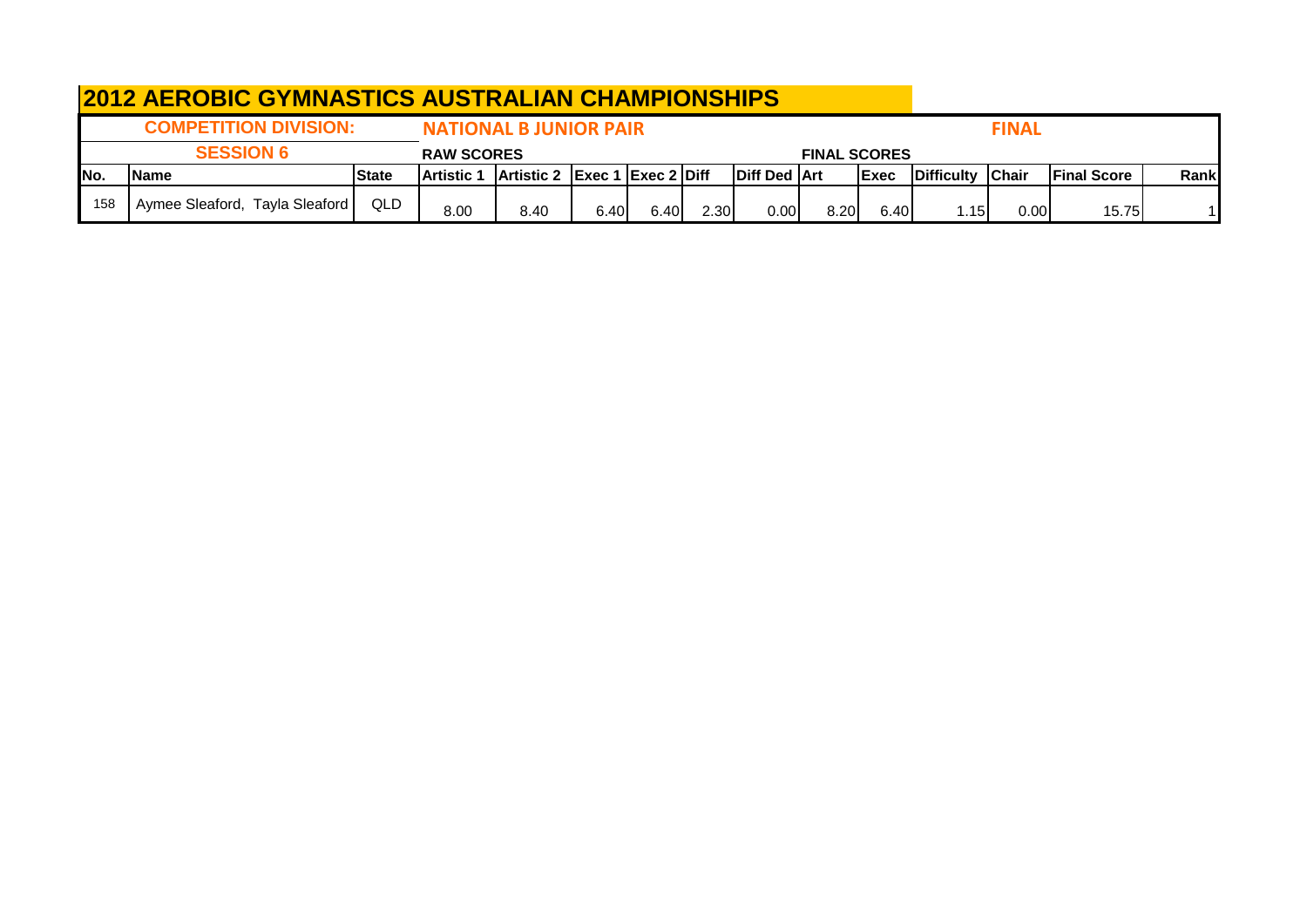# 2012 AEROBIC GYMNASTICS AUSTRALIAN CHAMPIONSHIPS

| COMPETITION DIVISION: | | | NATIONAL B JUNIOR PAIR | | | | | | | | | | | FINAL | |
|---|---|---|---|---|---|---|---|---|---|---|---|---|---|---|---|
| SESSION 6 | | | RAW SCORES | | | | | | FINAL SCORES | | | | | | |
| No. | Name | State | Artistic 1 | Artistic 2 | Exec 1 | Exec 2 | Diff | Diff Ded | Art | Exec | Difficulty | Chair | Final Score | Rank | |
| 158 | Aymee Sleaford, Tayla Sleaford | QLD | 8.00 | 8.40 | 6.40 | 6.40 | 2.30 | 0.00 | 8.20 | 6.40 | 1.15 | 0.00 | 15.75 | 1 | |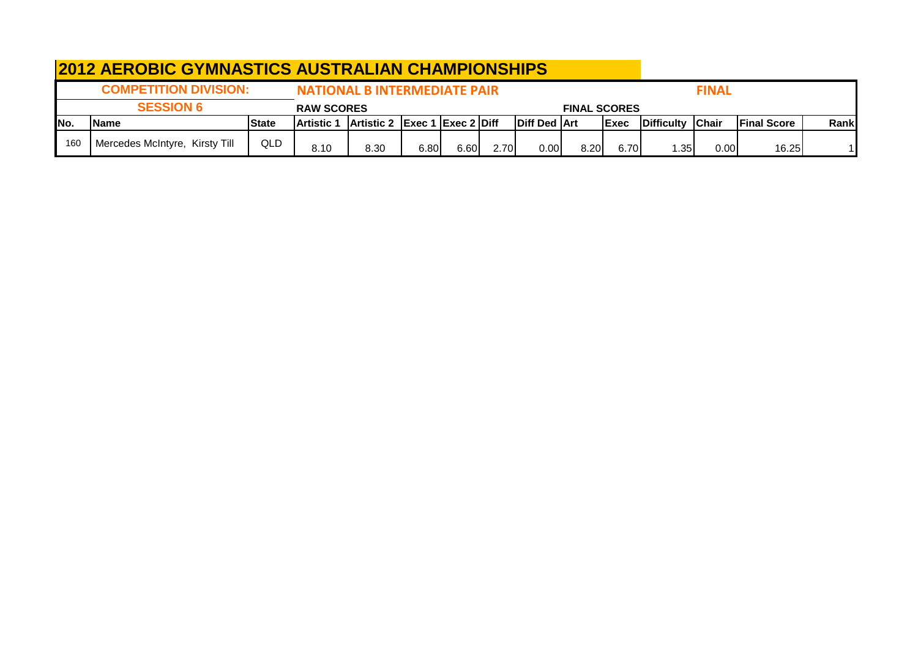# 2012 AEROBIC GYMNASTICS AUSTRALIAN CHAMPIONSHIPS

| COMPETITION DIVISION: | | | NATIONAL B INTERMEDIATE PAIR | | | | | | | | | | FINAL | | |
|---|---|---|---|---|---|---|---|---|---|---|---|---|---|---|---|
| SESSION 6 | | | RAW SCORES | | | | | | FINAL SCORES | | | | | | |
| No. | Name | State | Artistic 1 | Artistic 2 | Exec 1 | Exec 2 | Diff | Diff Ded | Art | Exec | Difficulty | Chair | Final Score | Rank |
| 160 | Mercedes McIntyre, Kirsty Till | QLD | 8.10 | 8.30 | 6.80 | 6.60 | 2.70 | 0.00 | 8.20 | 6.70 | 1.35 | 0.00 | 16.25 | 1 |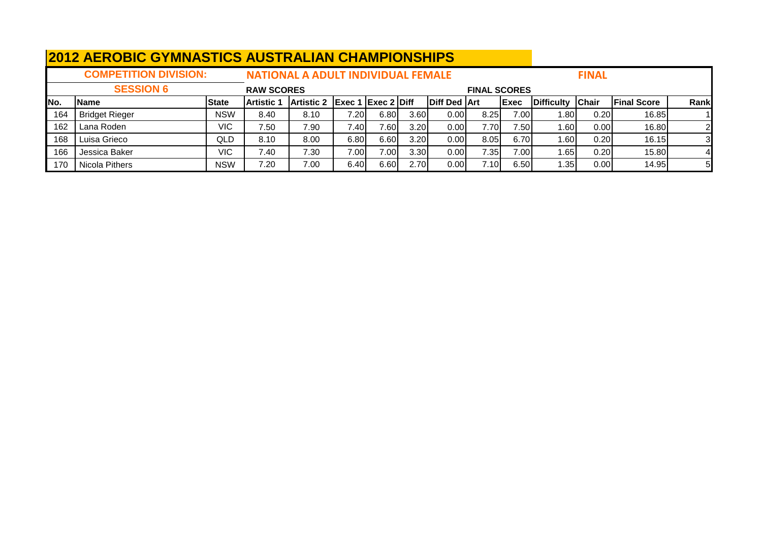# 2012 AEROBIC GYMNASTICS AUSTRALIAN CHAMPIONSHIPS

**COMPETITION DIVISION:** NATIONAL A ADULT INDIVIDUAL FEMALE — **FINAL**

**SESSION 6**

| | | | RAW SCORES | | | | | | FINAL SCORES | | | | | |
|---|---|---|---|---|---|---|---|---|---|---|---|---|---|---|
| No. | Name | State | Artistic 1 | Artistic 2 | Exec 1 | Exec 2 | Diff | Diff Ded | Art | Exec | Difficulty | Chair | Final Score | Rank |
| 164 | Bridget Rieger | NSW | 8.40 | 8.10 | 7.20 | 6.80 | 3.60 | 0.00 | 8.25 | 7.00 | 1.80 | 0.20 | 16.85 | 1 |
| 162 | Lana Roden | VIC | 7.50 | 7.90 | 7.40 | 7.60 | 3.20 | 0.00 | 7.70 | 7.50 | 1.60 | 0.00 | 16.80 | 2 |
| 168 | Luisa Grieco | QLD | 8.10 | 8.00 | 6.80 | 6.60 | 3.20 | 0.00 | 8.05 | 6.70 | 1.60 | 0.20 | 16.15 | 3 |
| 166 | Jessica Baker | VIC | 7.40 | 7.30 | 7.00 | 7.00 | 3.30 | 0.00 | 7.35 | 7.00 | 1.65 | 0.20 | 15.80 | 4 |
| 170 | Nicola Pithers | NSW | 7.20 | 7.00 | 6.40 | 6.60 | 2.70 | 0.00 | 7.10 | 6.50 | 1.35 | 0.00 | 14.95 | 5 |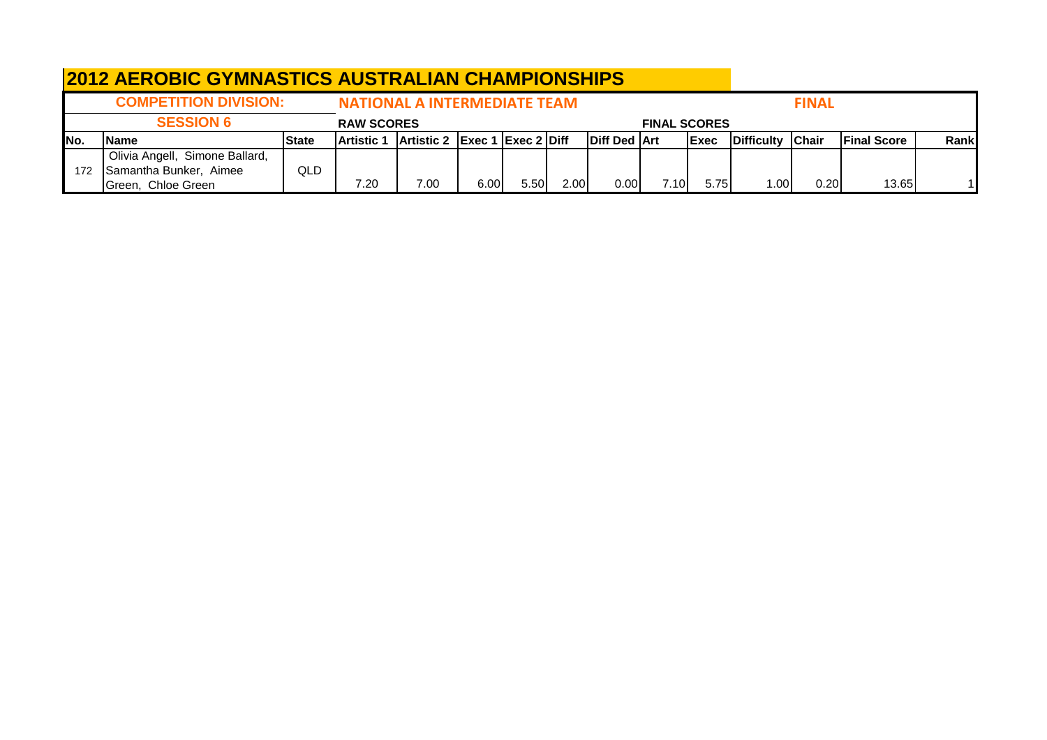# 2012 AEROBIC GYMNASTICS AUSTRALIAN CHAMPIONSHIPS

**COMPETITION DIVISION:** NATIONAL A INTERMEDIATE TEAM — **FINAL**

**SESSION 6**

| | | | RAW SCORES | | | | | | FINAL SCORES | | | | | |
|---|---|---|---|---|---|---|---|---|---|---|---|---|---|---|
| No. | Name | State | Artistic 1 | Artistic 2 | Exec 1 | Exec 2 | Diff | Diff Ded | Art | Exec | Difficulty | Chair | Final Score | Rank |
| 172 | Olivia Angell, Simone Ballard, Samantha Bunker, Aimee Green, Chloe Green | QLD | 7.20 | 7.00 | 6.00 | 5.50 | 2.00 | 0.00 | 7.10 | 5.75 | 1.00 | 0.20 | 13.65 | 1 |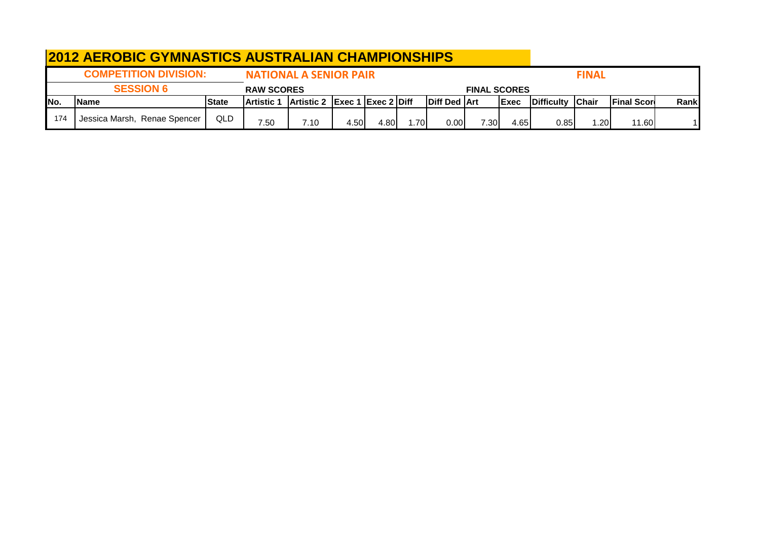# 2012 AEROBIC GYMNASTICS AUSTRALIAN CHAMPIONSHIPS

**COMPETITION DIVISION:** **NATIONAL A SENIOR PAIR** **FINAL**

**SESSION 6**

| | | | RAW SCORES | | | | | | FINAL SCORES | | | | | |
|---|---|---|---|---|---|---|---|---|---|---|---|---|---|---|
| **No.** | **Name** | **State** | **Artistic 1** | **Artistic 2** | **Exec 1** | **Exec 2** | **Diff** | **Diff Ded** | **Art** | **Exec** | **Difficulty** | **Chair** | **Final Score** | **Rank** |
| 174 | Jessica Marsh, Renae Spencer | QLD | 7.50 | 7.10 | 4.50 | 4.80 | 1.70 | 0.00 | 7.30 | 4.65 | 0.85 | 1.20 | 11.60 | 1 |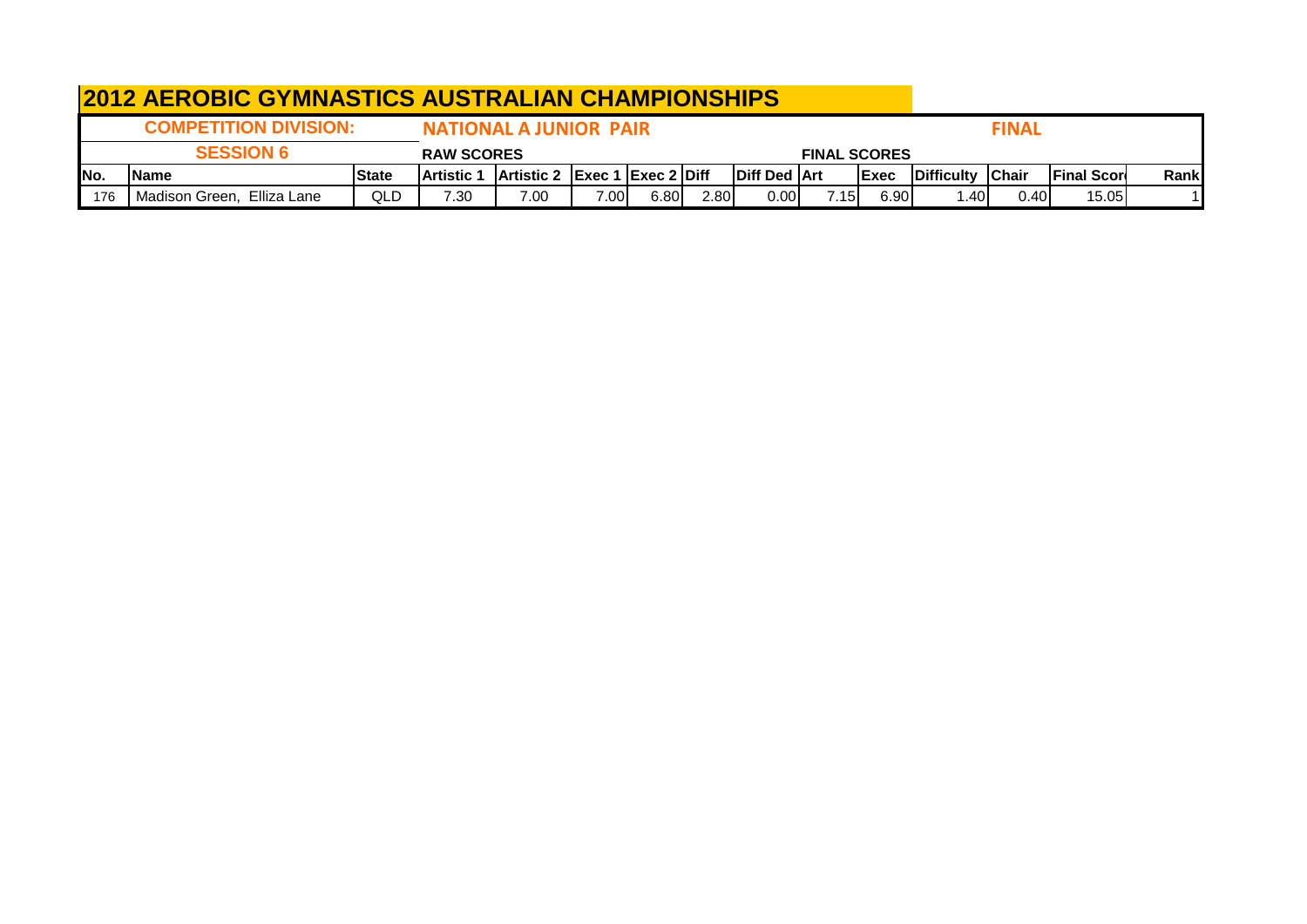# 2012 AEROBIC GYMNASTICS AUSTRALIAN CHAMPIONSHIPS

| COMPETITION DIVISION: | | | NATIONAL A JUNIOR PAIR | | | | | | | | | | FINAL | | |
|---|---|---|---|---|---|---|---|---|---|---|---|---|---|---|---|
| SESSION 6 | | | RAW SCORES | | | | | | FINAL SCORES | | | | | | |
| No. | Name | State | Artistic 1 | Artistic 2 | Exec 1 | Exec 2 | Diff | Diff Ded | Art | Exec | Difficulty | Chair | Final Score | Rank |
| 176 | Madison Green, Elliza Lane | QLD | 7.30 | 7.00 | 7.00 | 6.80 | 2.80 | 0.00 | 7.15 | 6.90 | 1.40 | 0.40 | 15.05 | 1 |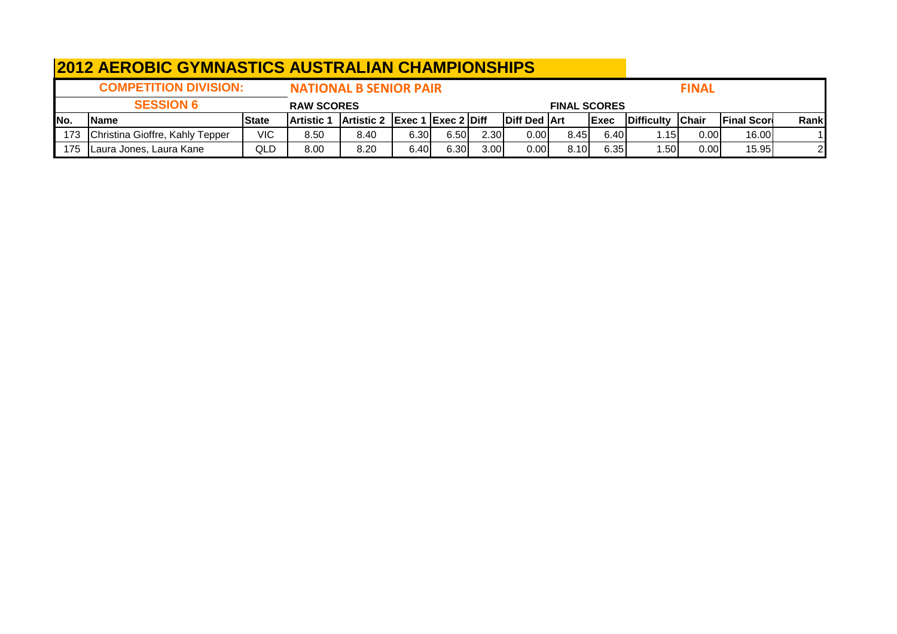# 2012 AEROBIC GYMNASTICS AUSTRALIAN CHAMPIONSHIPS

**COMPETITION DIVISION:** NATIONAL B SENIOR PAIR — **FINAL**

**SESSION 6**

| | | | RAW SCORES | | | | | | FINAL SCORES | | | | | |
|---|---|---|---|---|---|---|---|---|---|---|---|---|---|---|
| No. | Name | State | Artistic 1 | Artistic 2 | Exec 1 | Exec 2 | Diff | Diff Ded | Art | Exec | Difficulty | Chair | Final Scor | Rank |
| 173 | Christina Gioffre, Kahly Tepper | VIC | 8.50 | 8.40 | 6.30 | 6.50 | 2.30 | 0.00 | 8.45 | 6.40 | 1.15 | 0.00 | 16.00 | 1 |
| 175 | Laura Jones, Laura Kane | QLD | 8.00 | 8.20 | 6.40 | 6.30 | 3.00 | 0.00 | 8.10 | 6.35 | 1.50 | 0.00 | 15.95 | 2 |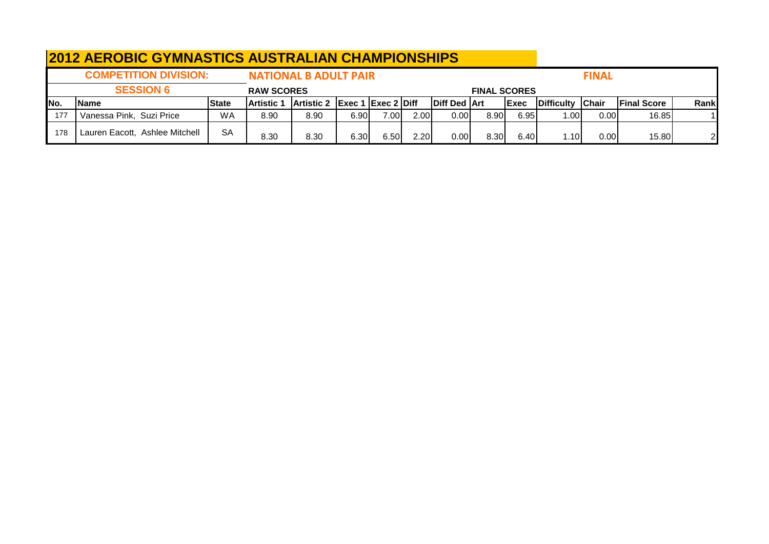# 2012 AEROBIC GYMNASTICS AUSTRALIAN CHAMPIONSHIPS

| COMPETITION DIVISION: | | | NATIONAL B ADULT PAIR | | | | | | | | | | | FINAL | |
|---|---|---|---|---|---|---|---|---|---|---|---|---|---|---|---|
| SESSION 6 | | | RAW SCORES | | | | | | FINAL SCORES | | | | | | |
| No. | Name | State | Artistic 1 | Artistic 2 | Exec 1 | Exec 2 | Diff | Diff Ded | Art | Exec | Difficulty | Chair | Final Score | Rank | |
| 177 | Vanessa Pink, Suzi Price | WA | 8.90 | 8.90 | 6.90 | 7.00 | 2.00 | 0.00 | 8.90 | 6.95 | 1.00 | 0.00 | 16.85 | 1 | |
| 178 | Lauren Eacott, Ashlee Mitchell | SA | 8.30 | 8.30 | 6.30 | 6.50 | 2.20 | 0.00 | 8.30 | 6.40 | 1.10 | 0.00 | 15.80 | 2 | |